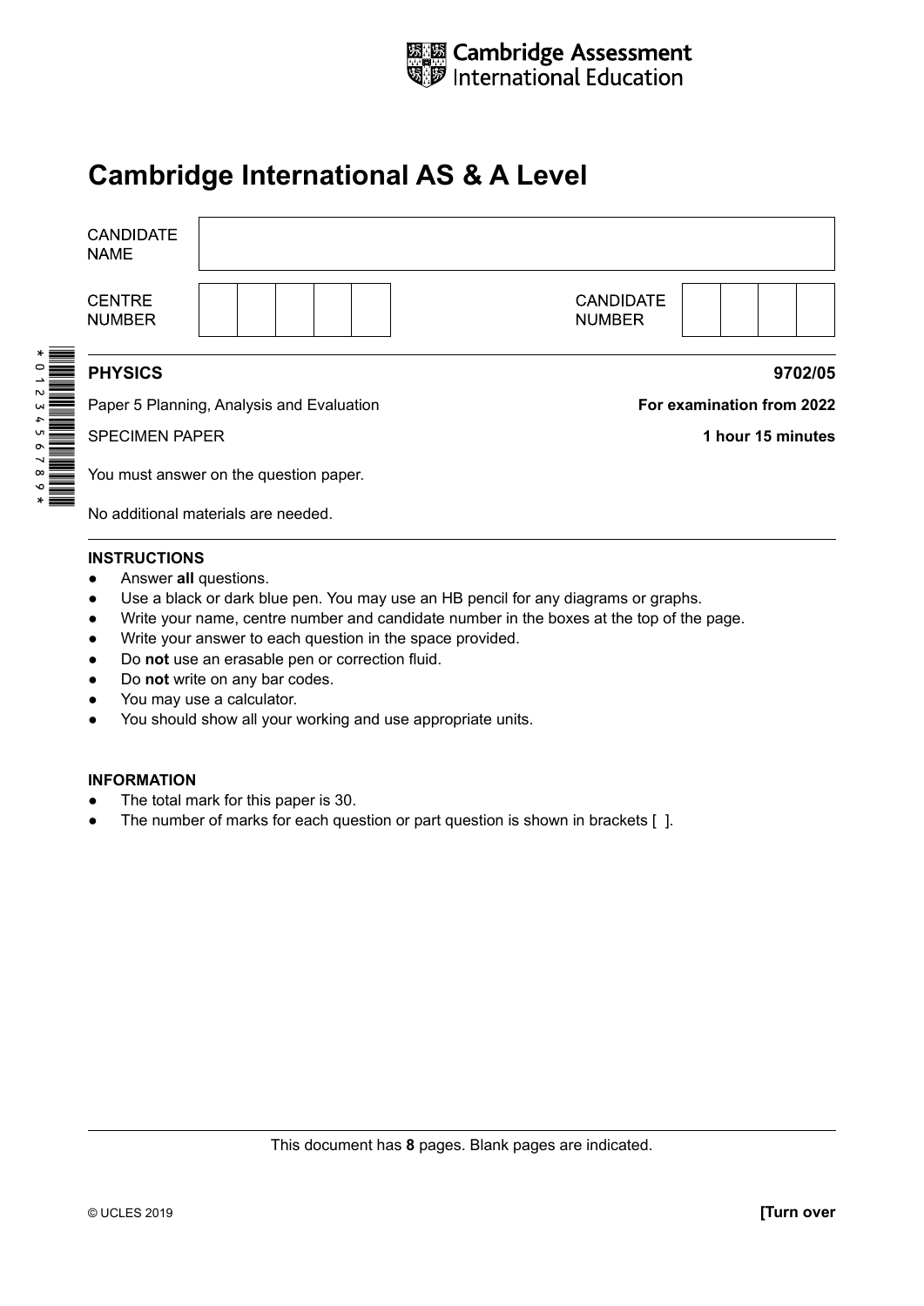Cambridge Assessment International Education

# Cambridge International AS & A Level

| CANDIDATE NAME | |
|---|---|

| CENTRE NUMBER | | CANDIDATE NUMBER | |
|---|---|---|---|

**PHYSICS** **9702/05**

Paper 5 Planning, Analysis and Evaluation **For examination from 2022**

SPECIMEN PAPER **1 hour 15 minutes**

You must answer on the question paper.

No additional materials are needed.

**INSTRUCTIONS**

- Answer **all** questions.
- Use a black or dark blue pen. You may use an HB pencil for any diagrams or graphs.
- Write your name, centre number and candidate number in the boxes at the top of the page.
- Write your answer to each question in the space provided.
- Do **not** use an erasable pen or correction fluid.
- Do **not** write on any bar codes.
- You may use a calculator.
- You should show all your working and use appropriate units.

**INFORMATION**

- The total mark for this paper is 30.
- The number of marks for each question or part question is shown in brackets [ ].

This document has **8** pages. Blank pages are indicated.

© UCLES 2019 **[Turn over**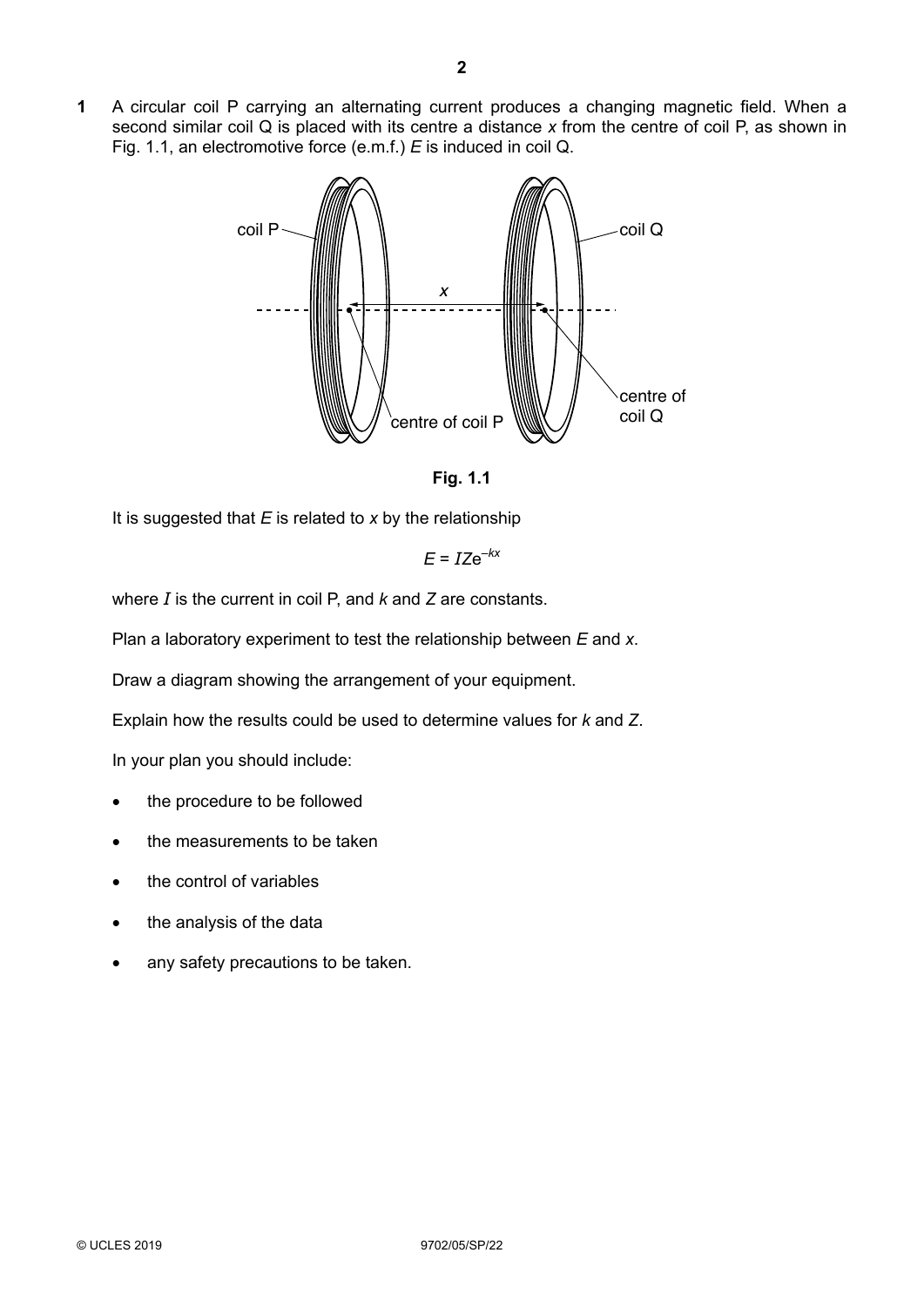**1** A circular coil P carrying an alternating current produces a changing magnetic field. When a second similar coil Q is placed with its centre a distance $x$ from the centre of coil P, as shown in Fig. 1.1, an electromotive force (e.m.f.) $E$ is induced in coil Q.

**Fig. 1.1**

It is suggested that $E$ is related to $x$ by the relationship

$$E = IZe^{-kx}$$

where $I$ is the current in coil P, and $k$ and $Z$ are constants.

Plan a laboratory experiment to test the relationship between $E$ and $x$.

Draw a diagram showing the arrangement of your equipment.

Explain how the results could be used to determine values for $k$ and $Z$.

In your plan you should include:

- the procedure to be followed
- the measurements to be taken
- the control of variables
- the analysis of the data
- any safety precautions to be taken.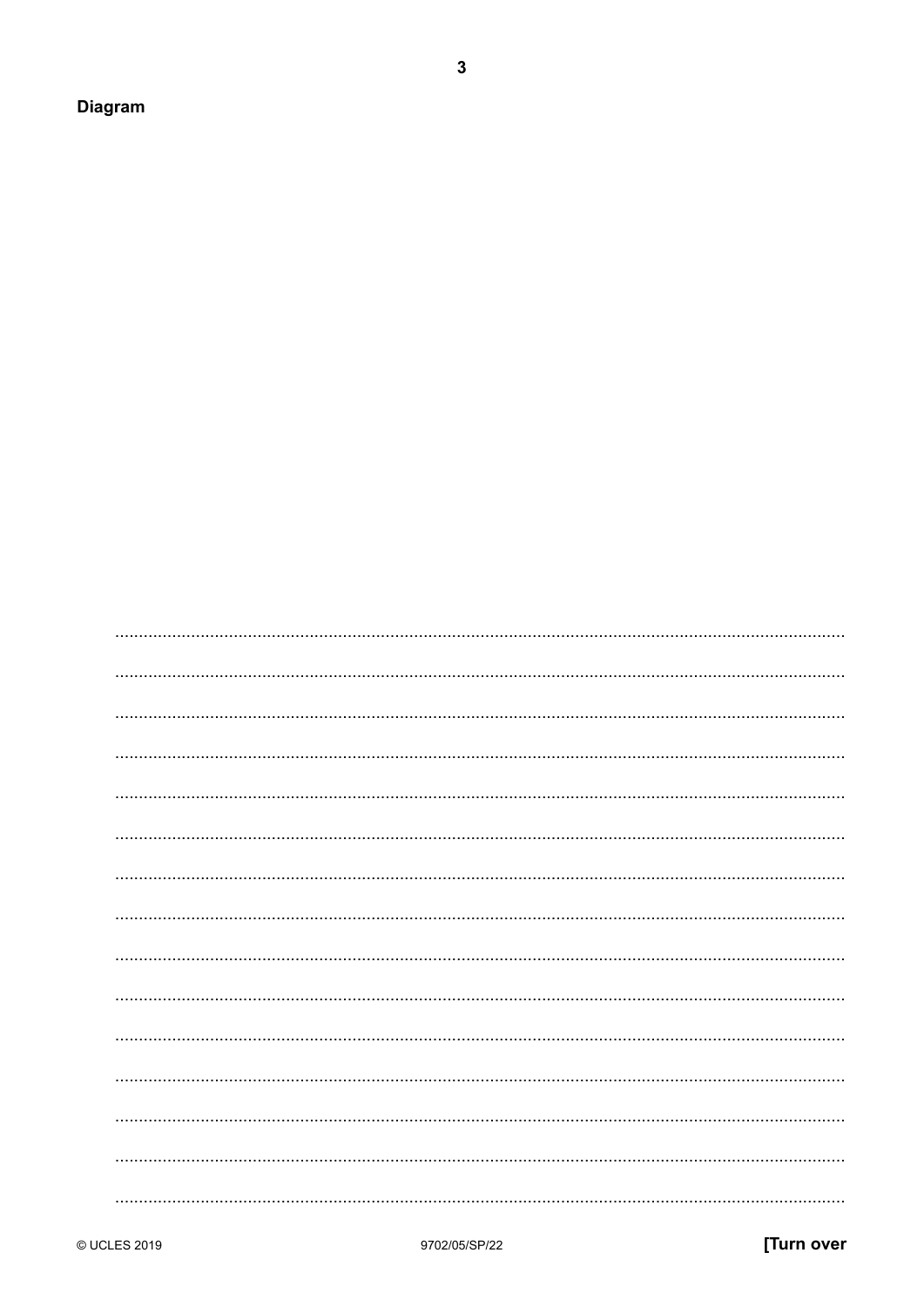**Diagram**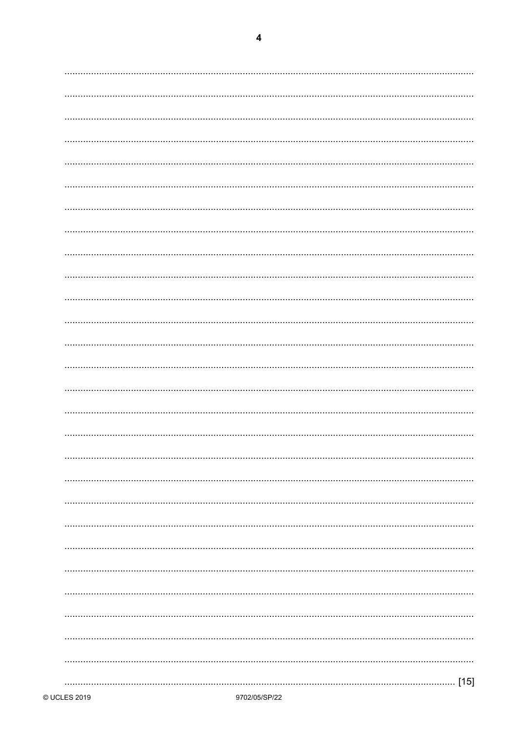[15]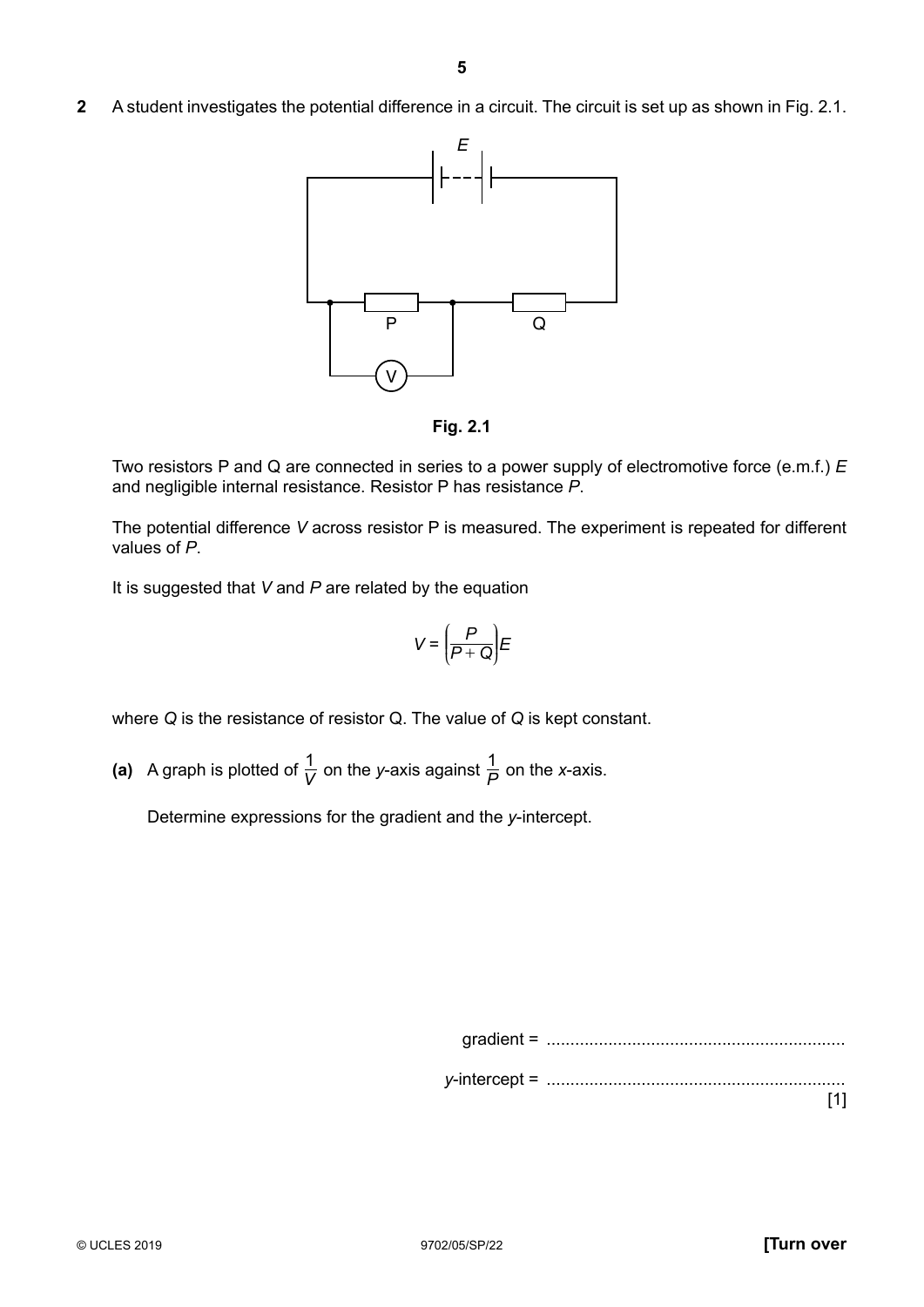**2** A student investigates the potential difference in a circuit. The circuit is set up as shown in Fig. 2.1.

**Fig. 2.1**

Two resistors P and Q are connected in series to a power supply of electromotive force (e.m.f.) $E$ and negligible internal resistance. Resistor P has resistance $P$.

The potential difference $V$ across resistor P is measured. The experiment is repeated for different values of $P$.

It is suggested that $V$ and $P$ are related by the equation

$$V = \left(\frac{P}{P+Q}\right)E$$

where $Q$ is the resistance of resistor Q. The value of $Q$ is kept constant.

**(a)** A graph is plotted of $\frac{1}{V}$ on the $y$-axis against $\frac{1}{P}$ on the $x$-axis.

Determine expressions for the gradient and the $y$-intercept.

gradient = ..............................................................

$y$-intercept = .............................................................. [1]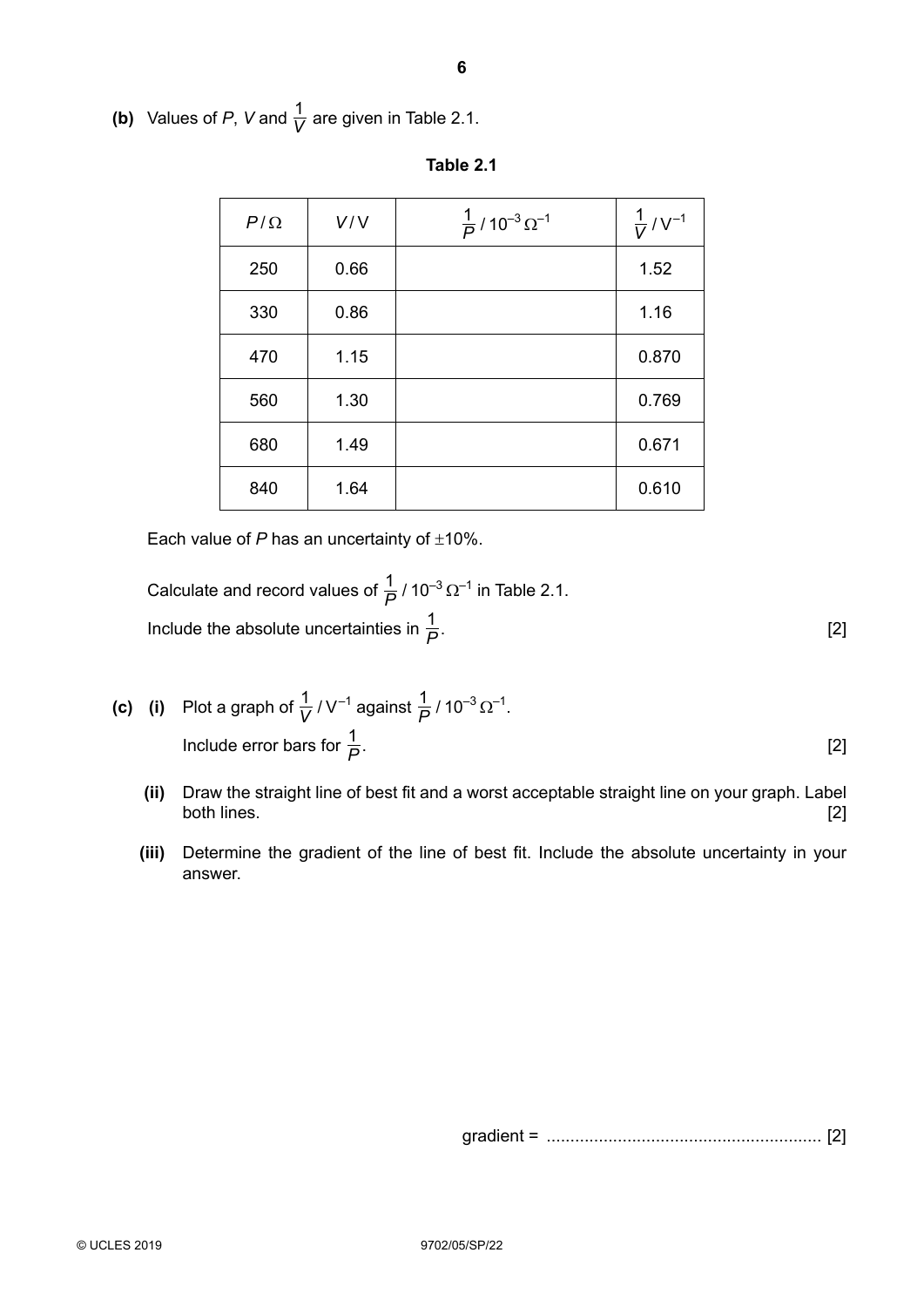**(b)** Values of $P$, $V$ and $\frac{1}{V}$ are given in Table 2.1.

**Table 2.1**

| $P / \Omega$ | $V / \text{V}$ | $\frac{1}{P} / 10^{-3}\,\Omega^{-1}$ | $\frac{1}{V} / \text{V}^{-1}$ |
|---|---|---|---|
| 250 | 0.66 | | 1.52 |
| 330 | 0.86 | | 1.16 |
| 470 | 1.15 | | 0.870 |
| 560 | 1.30 | | 0.769 |
| 680 | 1.49 | | 0.671 |
| 840 | 1.64 | | 0.610 |

Each value of $P$ has an uncertainty of $\pm 10\%$.

Calculate and record values of $\frac{1}{P} / 10^{-3}\,\Omega^{-1}$ in Table 2.1.

Include the absolute uncertainties in $\frac{1}{P}$. [2]

**(c)** **(i)** Plot a graph of $\frac{1}{V} / \text{V}^{-1}$ against $\frac{1}{P} / 10^{-3}\,\Omega^{-1}$.

Include error bars for $\frac{1}{P}$. [2]

**(ii)** Draw the straight line of best fit and a worst acceptable straight line on your graph. Label both lines. [2]

**(iii)** Determine the gradient of the line of best fit. Include the absolute uncertainty in your answer.

gradient = .......................................................... [2]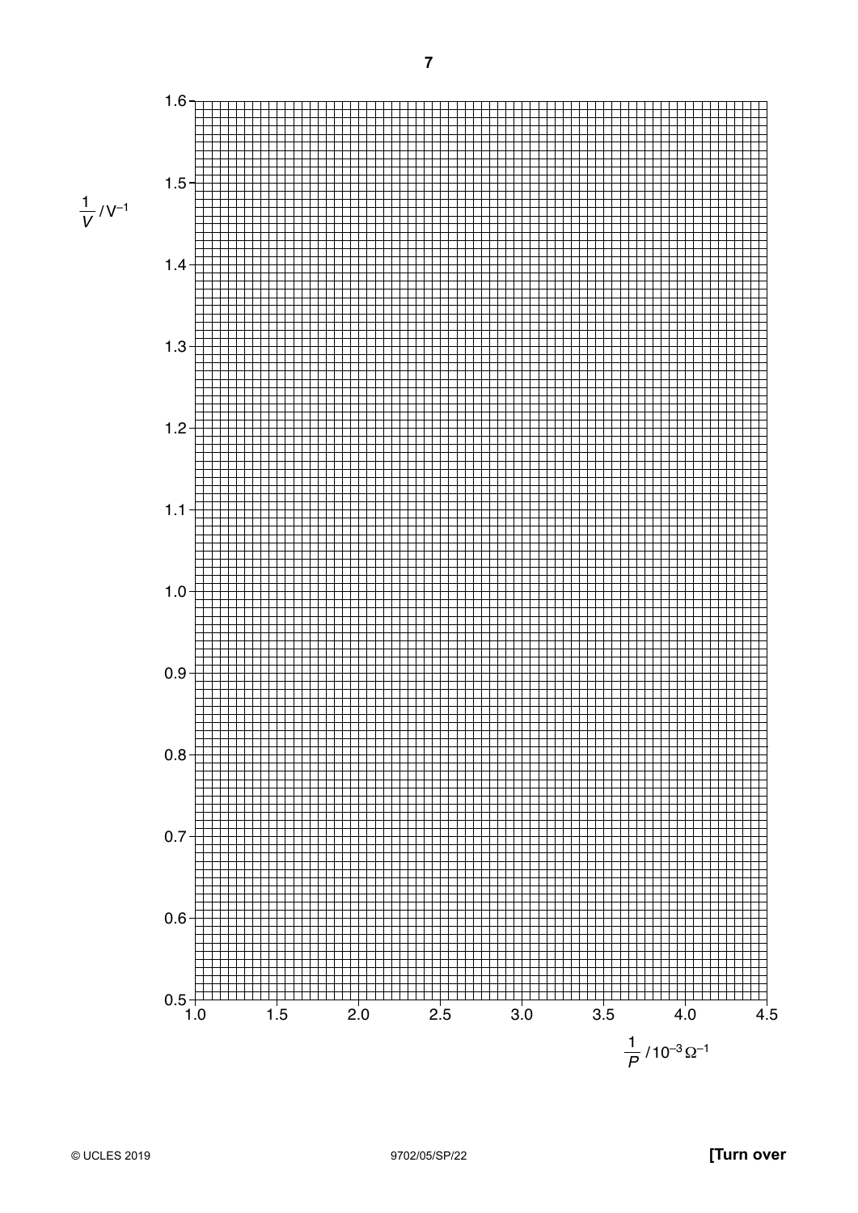$\frac{1}{V}$ / $V^{-1}$

1.6
1.5
1.4
1.3
1.2
1.1
1.0
0.9
0.8
0.7
0.6
0.5

1.0 1.5 2.0 2.5 3.0 3.5 4.0 4.5

$\frac{1}{P}$ / $10^{-3}\,\Omega^{-1}$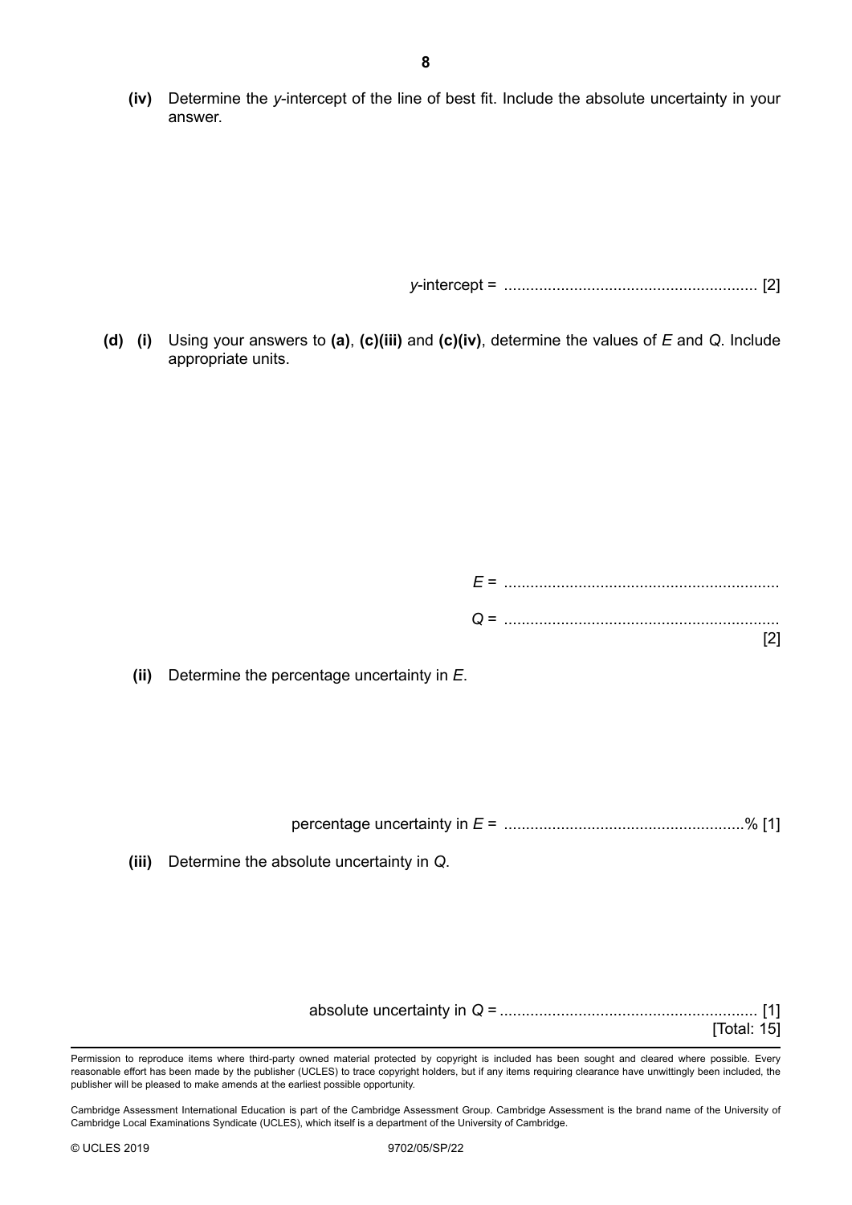**(iv)** Determine the $y$-intercept of the line of best fit. Include the absolute uncertainty in your answer.

$y$-intercept = ......................................................... [2]

**(d)** **(i)** Using your answers to **(a)**, **(c)(iii)** and **(c)(iv)**, determine the values of $E$ and $Q$. Include appropriate units.

$E$ = ..............................................................

$Q$ = ..............................................................
[2]

**(ii)** Determine the percentage uncertainty in $E$.

percentage uncertainty in $E$ = ......................................................% [1]

**(iii)** Determine the absolute uncertainty in $Q$.

absolute uncertainty in $Q$ = .......................................................... [1]

[Total: 15]

Permission to reproduce items where third-party owned material protected by copyright is included has been sought and cleared where possible. Every reasonable effort has been made by the publisher (UCLES) to trace copyright holders, but if any items requiring clearance have unwittingly been included, the publisher will be pleased to make amends at the earliest possible opportunity.

Cambridge Assessment International Education is part of the Cambridge Assessment Group. Cambridge Assessment is the brand name of the University of Cambridge Local Examinations Syndicate (UCLES), which itself is a department of the University of Cambridge.